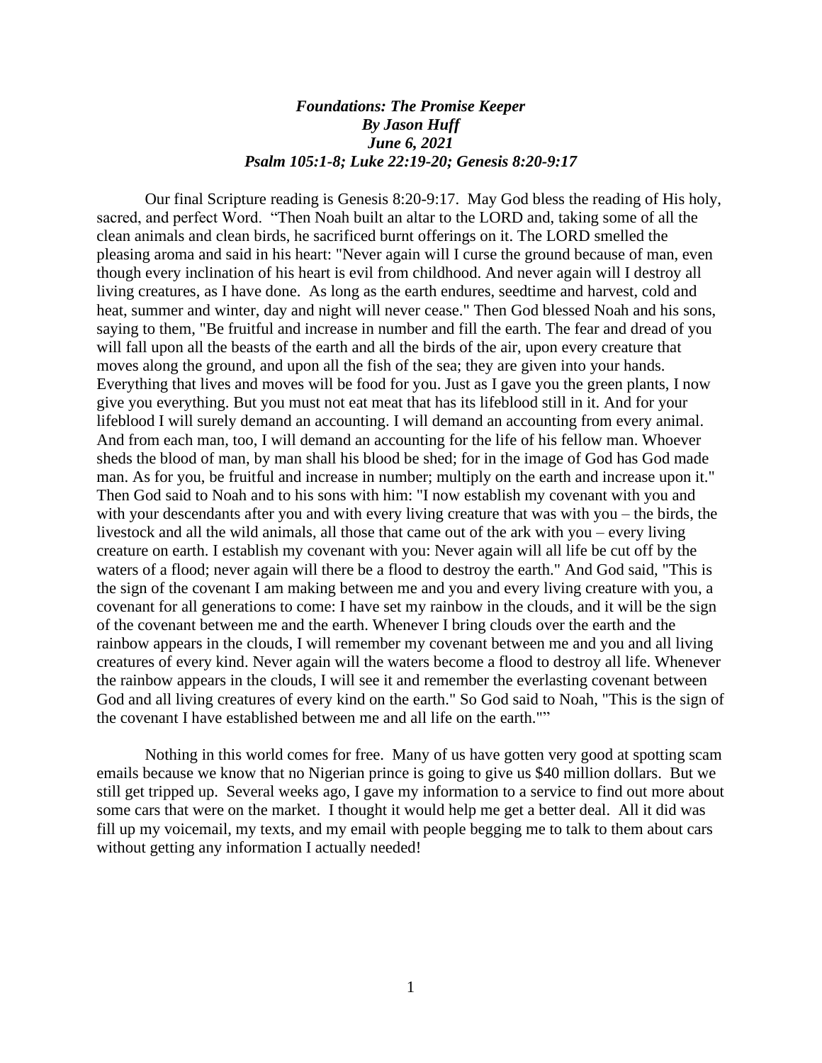***Foundations: The Promise Keeper***
***By Jason Huff***
***June 6, 2021***
***Psalm 105:1-8; Luke 22:19-20; Genesis 8:20-9:17***

Our final Scripture reading is Genesis 8:20-9:17. May God bless the reading of His holy, sacred, and perfect Word. "Then Noah built an altar to the LORD and, taking some of all the clean animals and clean birds, he sacrificed burnt offerings on it. The LORD smelled the pleasing aroma and said in his heart: "Never again will I curse the ground because of man, even though every inclination of his heart is evil from childhood. And never again will I destroy all living creatures, as I have done. As long as the earth endures, seedtime and harvest, cold and heat, summer and winter, day and night will never cease." Then God blessed Noah and his sons, saying to them, "Be fruitful and increase in number and fill the earth. The fear and dread of you will fall upon all the beasts of the earth and all the birds of the air, upon every creature that moves along the ground, and upon all the fish of the sea; they are given into your hands. Everything that lives and moves will be food for you. Just as I gave you the green plants, I now give you everything. But you must not eat meat that has its lifeblood still in it. And for your lifeblood I will surely demand an accounting. I will demand an accounting from every animal. And from each man, too, I will demand an accounting for the life of his fellow man. Whoever sheds the blood of man, by man shall his blood be shed; for in the image of God has God made man. As for you, be fruitful and increase in number; multiply on the earth and increase upon it." Then God said to Noah and to his sons with him: "I now establish my covenant with you and with your descendants after you and with every living creature that was with you – the birds, the livestock and all the wild animals, all those that came out of the ark with you – every living creature on earth. I establish my covenant with you: Never again will all life be cut off by the waters of a flood; never again will there be a flood to destroy the earth." And God said, "This is the sign of the covenant I am making between me and you and every living creature with you, a covenant for all generations to come: I have set my rainbow in the clouds, and it will be the sign of the covenant between me and the earth. Whenever I bring clouds over the earth and the rainbow appears in the clouds, I will remember my covenant between me and you and all living creatures of every kind. Never again will the waters become a flood to destroy all life. Whenever the rainbow appears in the clouds, I will see it and remember the everlasting covenant between God and all living creatures of every kind on the earth." So God said to Noah, "This is the sign of the covenant I have established between me and all life on the earth.""

Nothing in this world comes for free. Many of us have gotten very good at spotting scam emails because we know that no Nigerian prince is going to give us $40 million dollars. But we still get tripped up. Several weeks ago, I gave my information to a service to find out more about some cars that were on the market. I thought it would help me get a better deal. All it did was fill up my voicemail, my texts, and my email with people begging me to talk to them about cars without getting any information I actually needed!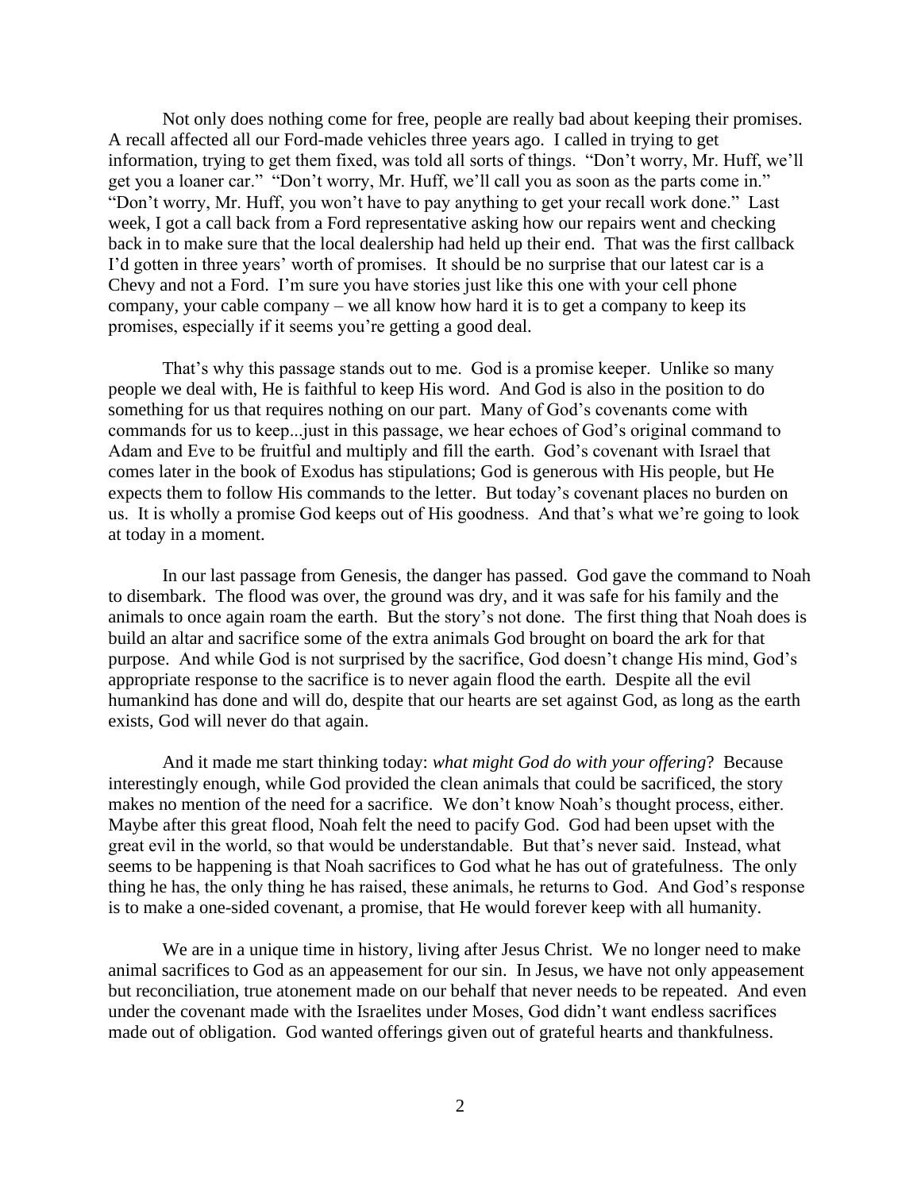Not only does nothing come for free, people are really bad about keeping their promises. A recall affected all our Ford-made vehicles three years ago. I called in trying to get information, trying to get them fixed, was told all sorts of things. "Don't worry, Mr. Huff, we'll get you a loaner car." "Don't worry, Mr. Huff, we'll call you as soon as the parts come in." "Don't worry, Mr. Huff, you won't have to pay anything to get your recall work done." Last week, I got a call back from a Ford representative asking how our repairs went and checking back in to make sure that the local dealership had held up their end. That was the first callback I'd gotten in three years' worth of promises. It should be no surprise that our latest car is a Chevy and not a Ford. I'm sure you have stories just like this one with your cell phone company, your cable company – we all know how hard it is to get a company to keep its promises, especially if it seems you're getting a good deal.

That's why this passage stands out to me. God is a promise keeper. Unlike so many people we deal with, He is faithful to keep His word. And God is also in the position to do something for us that requires nothing on our part. Many of God's covenants come with commands for us to keep...just in this passage, we hear echoes of God's original command to Adam and Eve to be fruitful and multiply and fill the earth. God's covenant with Israel that comes later in the book of Exodus has stipulations; God is generous with His people, but He expects them to follow His commands to the letter. But today's covenant places no burden on us. It is wholly a promise God keeps out of His goodness. And that's what we're going to look at today in a moment.

In our last passage from Genesis, the danger has passed. God gave the command to Noah to disembark. The flood was over, the ground was dry, and it was safe for his family and the animals to once again roam the earth. But the story's not done. The first thing that Noah does is build an altar and sacrifice some of the extra animals God brought on board the ark for that purpose. And while God is not surprised by the sacrifice, God doesn't change His mind, God's appropriate response to the sacrifice is to never again flood the earth. Despite all the evil humankind has done and will do, despite that our hearts are set against God, as long as the earth exists, God will never do that again.

And it made me start thinking today: *what might God do with your offering*? Because interestingly enough, while God provided the clean animals that could be sacrificed, the story makes no mention of the need for a sacrifice. We don't know Noah's thought process, either. Maybe after this great flood, Noah felt the need to pacify God. God had been upset with the great evil in the world, so that would be understandable. But that's never said. Instead, what seems to be happening is that Noah sacrifices to God what he has out of gratefulness. The only thing he has, the only thing he has raised, these animals, he returns to God. And God's response is to make a one-sided covenant, a promise, that He would forever keep with all humanity.

We are in a unique time in history, living after Jesus Christ. We no longer need to make animal sacrifices to God as an appeasement for our sin. In Jesus, we have not only appeasement but reconciliation, true atonement made on our behalf that never needs to be repeated. And even under the covenant made with the Israelites under Moses, God didn't want endless sacrifices made out of obligation. God wanted offerings given out of grateful hearts and thankfulness.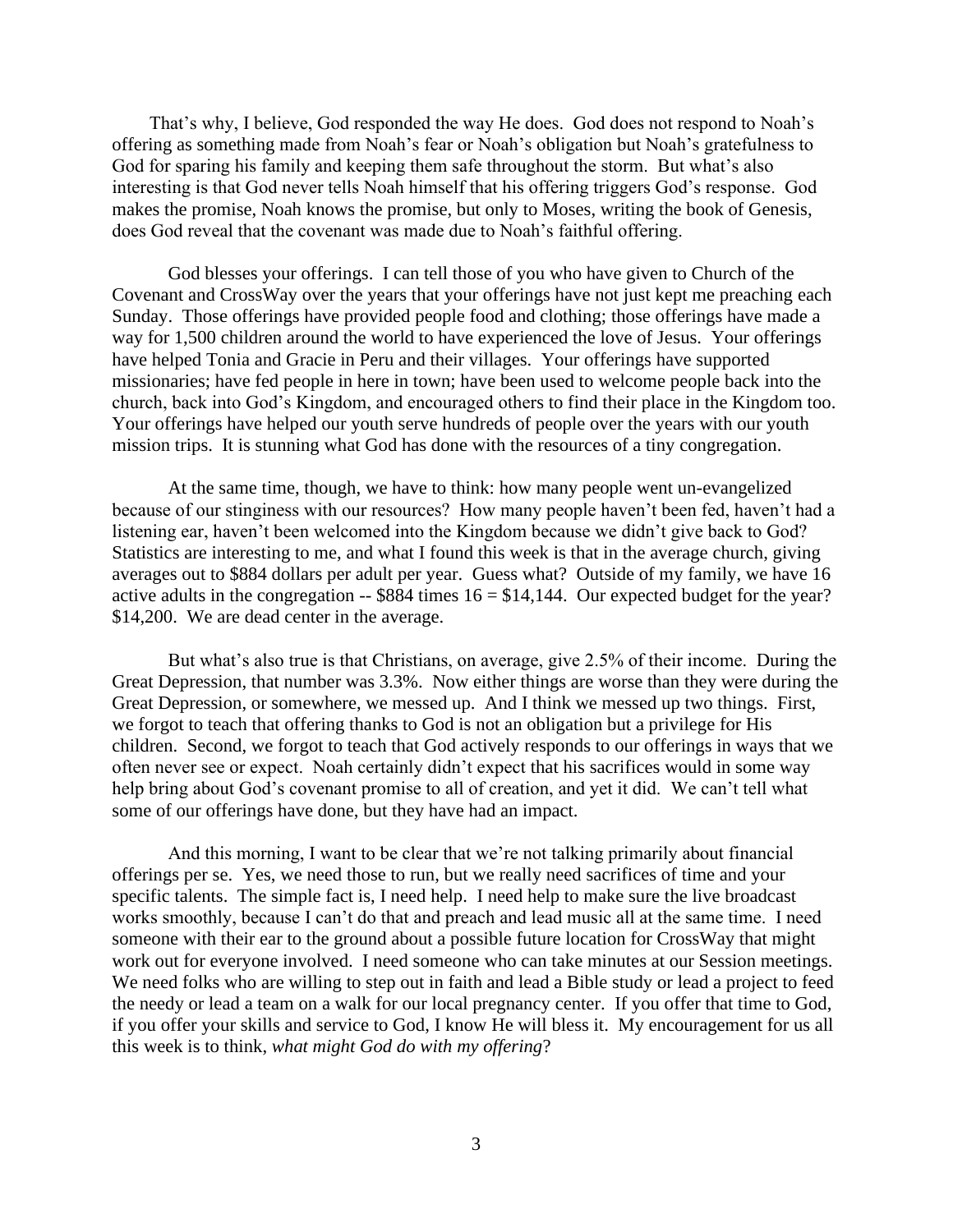That's why, I believe, God responded the way He does. God does not respond to Noah's offering as something made from Noah's fear or Noah's obligation but Noah's gratefulness to God for sparing his family and keeping them safe throughout the storm. But what's also interesting is that God never tells Noah himself that his offering triggers God's response. God makes the promise, Noah knows the promise, but only to Moses, writing the book of Genesis, does God reveal that the covenant was made due to Noah's faithful offering.

God blesses your offerings. I can tell those of you who have given to Church of the Covenant and CrossWay over the years that your offerings have not just kept me preaching each Sunday. Those offerings have provided people food and clothing; those offerings have made a way for 1,500 children around the world to have experienced the love of Jesus. Your offerings have helped Tonia and Gracie in Peru and their villages. Your offerings have supported missionaries; have fed people in here in town; have been used to welcome people back into the church, back into God's Kingdom, and encouraged others to find their place in the Kingdom too. Your offerings have helped our youth serve hundreds of people over the years with our youth mission trips. It is stunning what God has done with the resources of a tiny congregation.

At the same time, though, we have to think: how many people went un-evangelized because of our stinginess with our resources? How many people haven't been fed, haven't had a listening ear, haven't been welcomed into the Kingdom because we didn't give back to God? Statistics are interesting to me, and what I found this week is that in the average church, giving averages out to $884 dollars per adult per year. Guess what? Outside of my family, we have 16 active adults in the congregation -- $884 times 16 = $14,144. Our expected budget for the year? $14,200. We are dead center in the average.

But what's also true is that Christians, on average, give 2.5% of their income. During the Great Depression, that number was 3.3%. Now either things are worse than they were during the Great Depression, or somewhere, we messed up. And I think we messed up two things. First, we forgot to teach that offering thanks to God is not an obligation but a privilege for His children. Second, we forgot to teach that God actively responds to our offerings in ways that we often never see or expect. Noah certainly didn't expect that his sacrifices would in some way help bring about God's covenant promise to all of creation, and yet it did. We can't tell what some of our offerings have done, but they have had an impact.

And this morning, I want to be clear that we're not talking primarily about financial offerings per se. Yes, we need those to run, but we really need sacrifices of time and your specific talents. The simple fact is, I need help. I need help to make sure the live broadcast works smoothly, because I can't do that and preach and lead music all at the same time. I need someone with their ear to the ground about a possible future location for CrossWay that might work out for everyone involved. I need someone who can take minutes at our Session meetings. We need folks who are willing to step out in faith and lead a Bible study or lead a project to feed the needy or lead a team on a walk for our local pregnancy center. If you offer that time to God, if you offer your skills and service to God, I know He will bless it. My encouragement for us all this week is to think, *what might God do with my offering*?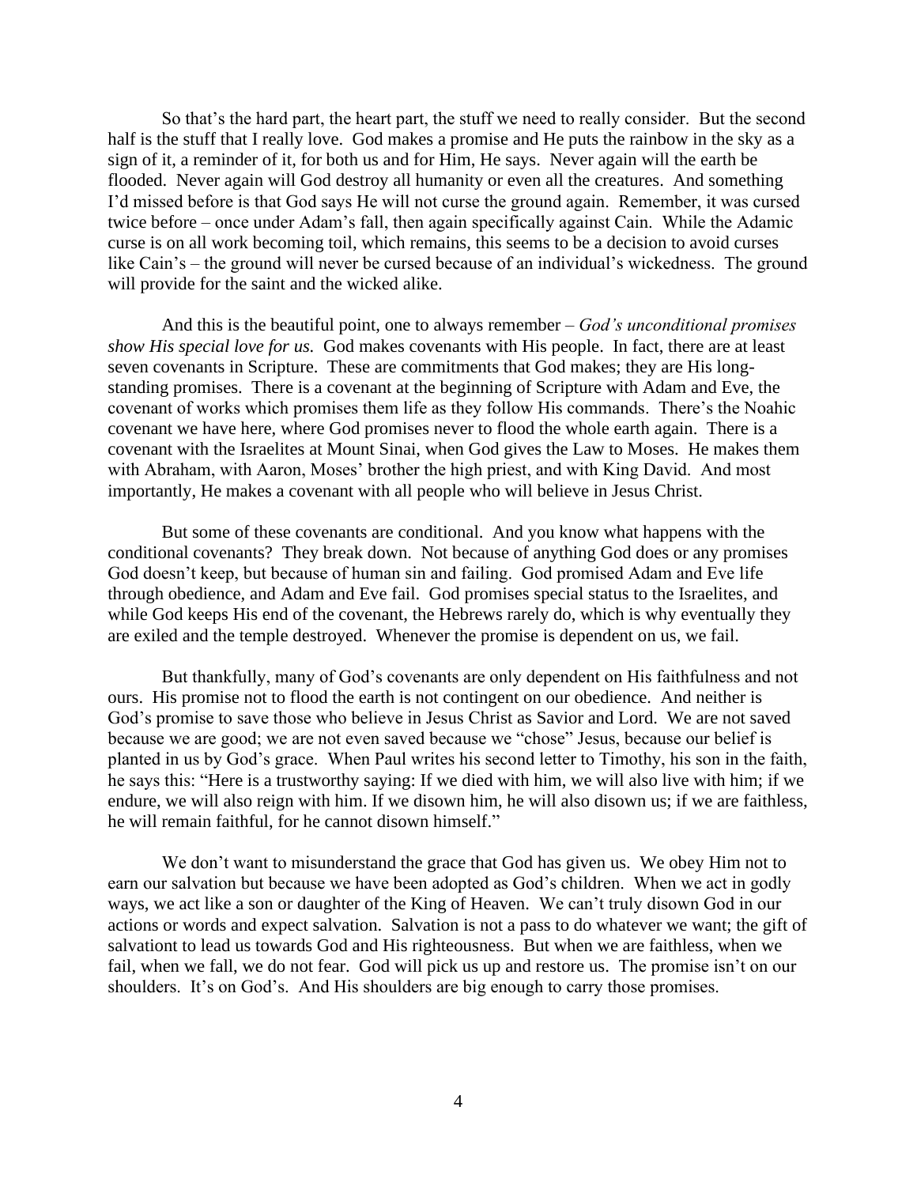So that's the hard part, the heart part, the stuff we need to really consider. But the second half is the stuff that I really love. God makes a promise and He puts the rainbow in the sky as a sign of it, a reminder of it, for both us and for Him, He says. Never again will the earth be flooded. Never again will God destroy all humanity or even all the creatures. And something I'd missed before is that God says He will not curse the ground again. Remember, it was cursed twice before – once under Adam's fall, then again specifically against Cain. While the Adamic curse is on all work becoming toil, which remains, this seems to be a decision to avoid curses like Cain's – the ground will never be cursed because of an individual's wickedness. The ground will provide for the saint and the wicked alike.

And this is the beautiful point, one to always remember – *God's unconditional promises show His special love for us.* God makes covenants with His people. In fact, there are at least seven covenants in Scripture. These are commitments that God makes; they are His long-standing promises. There is a covenant at the beginning of Scripture with Adam and Eve, the covenant of works which promises them life as they follow His commands. There's the Noahic covenant we have here, where God promises never to flood the whole earth again. There is a covenant with the Israelites at Mount Sinai, when God gives the Law to Moses. He makes them with Abraham, with Aaron, Moses' brother the high priest, and with King David. And most importantly, He makes a covenant with all people who will believe in Jesus Christ.

But some of these covenants are conditional. And you know what happens with the conditional covenants? They break down. Not because of anything God does or any promises God doesn't keep, but because of human sin and failing. God promised Adam and Eve life through obedience, and Adam and Eve fail. God promises special status to the Israelites, and while God keeps His end of the covenant, the Hebrews rarely do, which is why eventually they are exiled and the temple destroyed. Whenever the promise is dependent on us, we fail.

But thankfully, many of God's covenants are only dependent on His faithfulness and not ours. His promise not to flood the earth is not contingent on our obedience. And neither is God's promise to save those who believe in Jesus Christ as Savior and Lord. We are not saved because we are good; we are not even saved because we "chose" Jesus, because our belief is planted in us by God's grace. When Paul writes his second letter to Timothy, his son in the faith, he says this: "Here is a trustworthy saying: If we died with him, we will also live with him; if we endure, we will also reign with him. If we disown him, he will also disown us; if we are faithless, he will remain faithful, for he cannot disown himself."

We don't want to misunderstand the grace that God has given us. We obey Him not to earn our salvation but because we have been adopted as God's children. When we act in godly ways, we act like a son or daughter of the King of Heaven. We can't truly disown God in our actions or words and expect salvation. Salvation is not a pass to do whatever we want; the gift of salvationt to lead us towards God and His righteousness. But when we are faithless, when we fail, when we fall, we do not fear. God will pick us up and restore us. The promise isn't on our shoulders. It's on God's. And His shoulders are big enough to carry those promises.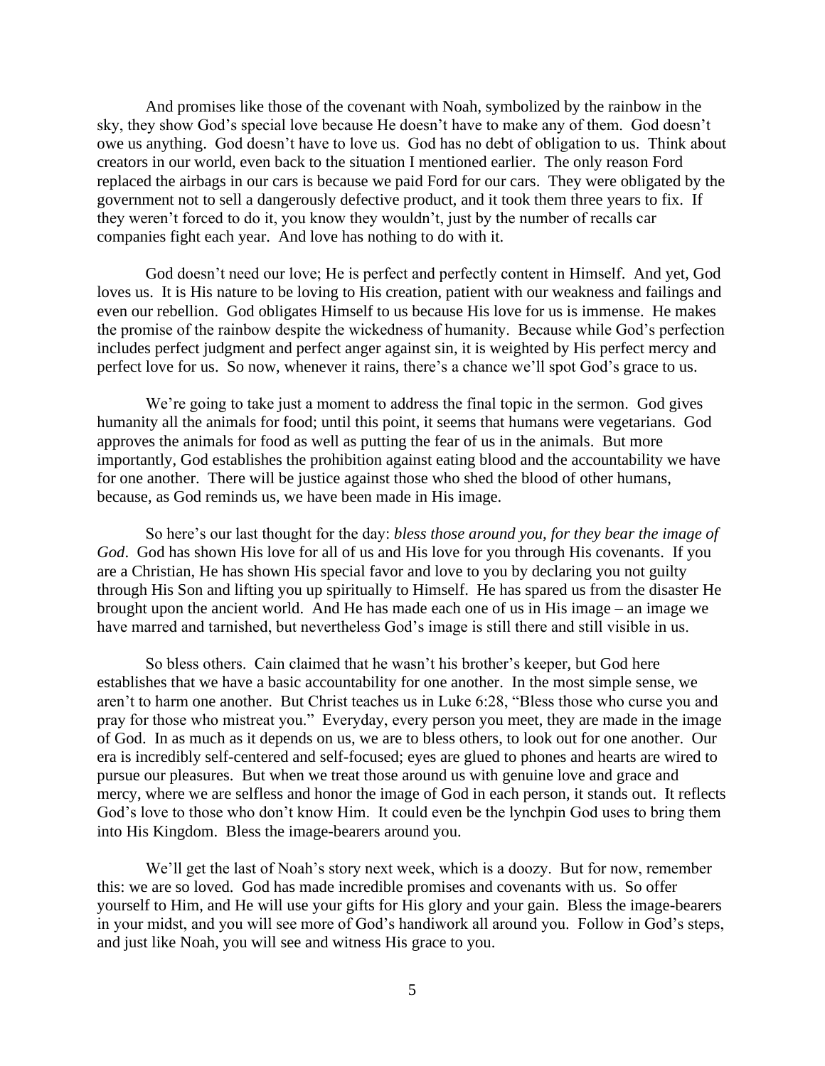And promises like those of the covenant with Noah, symbolized by the rainbow in the sky, they show God's special love because He doesn't have to make any of them. God doesn't owe us anything. God doesn't have to love us. God has no debt of obligation to us. Think about creators in our world, even back to the situation I mentioned earlier. The only reason Ford replaced the airbags in our cars is because we paid Ford for our cars. They were obligated by the government not to sell a dangerously defective product, and it took them three years to fix. If they weren't forced to do it, you know they wouldn't, just by the number of recalls car companies fight each year. And love has nothing to do with it.

God doesn't need our love; He is perfect and perfectly content in Himself. And yet, God loves us. It is His nature to be loving to His creation, patient with our weakness and failings and even our rebellion. God obligates Himself to us because His love for us is immense. He makes the promise of the rainbow despite the wickedness of humanity. Because while God's perfection includes perfect judgment and perfect anger against sin, it is weighted by His perfect mercy and perfect love for us. So now, whenever it rains, there's a chance we'll spot God's grace to us.

We're going to take just a moment to address the final topic in the sermon. God gives humanity all the animals for food; until this point, it seems that humans were vegetarians. God approves the animals for food as well as putting the fear of us in the animals. But more importantly, God establishes the prohibition against eating blood and the accountability we have for one another. There will be justice against those who shed the blood of other humans, because, as God reminds us, we have been made in His image.

So here's our last thought for the day: *bless those around you, for they bear the image of God*. God has shown His love for all of us and His love for you through His covenants. If you are a Christian, He has shown His special favor and love to you by declaring you not guilty through His Son and lifting you up spiritually to Himself. He has spared us from the disaster He brought upon the ancient world. And He has made each one of us in His image – an image we have marred and tarnished, but nevertheless God's image is still there and still visible in us.

So bless others. Cain claimed that he wasn't his brother's keeper, but God here establishes that we have a basic accountability for one another. In the most simple sense, we aren't to harm one another. But Christ teaches us in Luke 6:28, "Bless those who curse you and pray for those who mistreat you." Everyday, every person you meet, they are made in the image of God. In as much as it depends on us, we are to bless others, to look out for one another. Our era is incredibly self-centered and self-focused; eyes are glued to phones and hearts are wired to pursue our pleasures. But when we treat those around us with genuine love and grace and mercy, where we are selfless and honor the image of God in each person, it stands out. It reflects God's love to those who don't know Him. It could even be the lynchpin God uses to bring them into His Kingdom. Bless the image-bearers around you.

We'll get the last of Noah's story next week, which is a doozy. But for now, remember this: we are so loved. God has made incredible promises and covenants with us. So offer yourself to Him, and He will use your gifts for His glory and your gain. Bless the image-bearers in your midst, and you will see more of God's handiwork all around you. Follow in God's steps, and just like Noah, you will see and witness His grace to you.